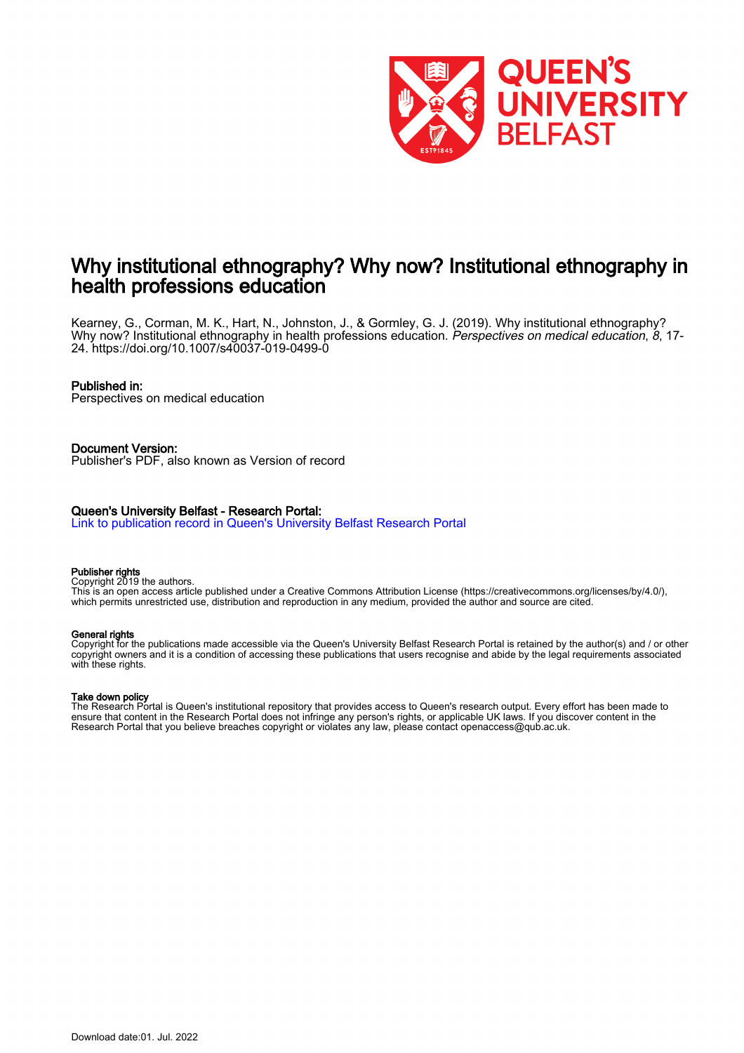# Why institutional ethnography? Why now? Institutional ethnography in health professions education

Kearney, G., Corman, M. K., Hart, N., Johnston, J., & Gormley, G. J. (2019). Why institutional ethnography? Why now? Institutional ethnography in health professions education. *Perspectives on medical education*, *8*, 17-24. https://doi.org/10.1007/s40037-019-0499-0

**Published in:**
Perspectives on medical education

**Document Version:**
Publisher's PDF, also known as Version of record

**Queen's University Belfast - Research Portal:**
[Link to publication record in Queen's University Belfast Research Portal]

**Publisher rights**
Copyright 2019 the authors.
This is an open access article published under a Creative Commons Attribution License (https://creativecommons.org/licenses/by/4.0/), which permits unrestricted use, distribution and reproduction in any medium, provided the author and source are cited.

**General rights**
Copyright for the publications made accessible via the Queen's University Belfast Research Portal is retained by the author(s) and / or other copyright owners and it is a condition of accessing these publications that users recognise and abide by the legal requirements associated with these rights.

**Take down policy**
The Research Portal is Queen's institutional repository that provides access to Queen's research output. Every effort has been made to ensure that content in the Research Portal does not infringe any person's rights, or applicable UK laws. If you discover content in the Research Portal that you believe breaches copyright or violates any law, please contact openaccess@qub.ac.uk.

Download date:01. Jul. 2022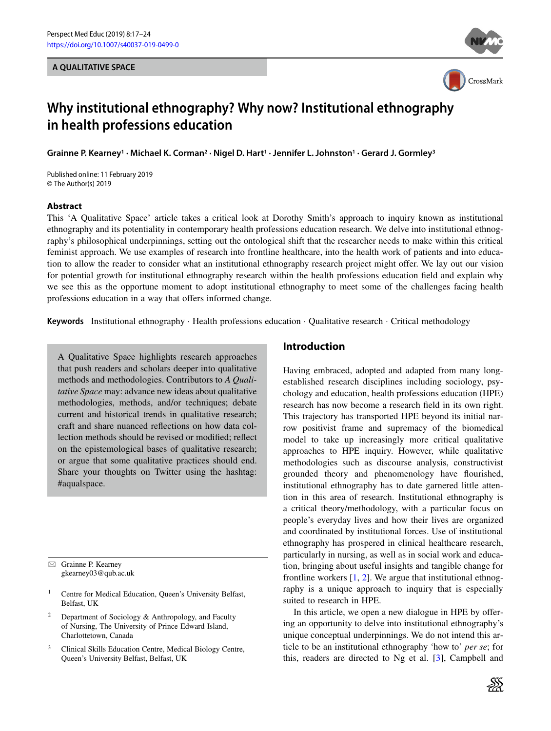# Why institutional ethnography? Why now? Institutional ethnography in health professions education

**Grainne P. Kearney[1] · Michael K. Corman[2] · Nigel D. Hart[1] · Jennifer L. Johnston[1] · Gerard J. Gormley[3]**

Published online: 11 February 2019
© The Author(s) 2019

## Abstract

This 'A Qualitative Space' article takes a critical look at Dorothy Smith's approach to inquiry known as institutional ethnography and its potentiality in contemporary health professions education research. We delve into institutional ethnography's philosophical underpinnings, setting out the ontological shift that the researcher needs to make within this critical feminist approach. We use examples of research into frontline healthcare, into the health work of patients and into education to allow the reader to consider what an institutional ethnography research project might offer. We lay out our vision for potential growth for institutional ethnography research within the health professions education field and explain why we see this as the opportune moment to adopt institutional ethnography to meet some of the challenges facing health professions education in a way that offers informed change.

**Keywords** Institutional ethnography · Health professions education · Qualitative research · Critical methodology

A Qualitative Space highlights research approaches that push readers and scholars deeper into qualitative methods and methodologies. Contributors to *A Qualitative Space* may: advance new ideas about qualitative methodologies, methods, and/or techniques; debate current and historical trends in qualitative research; craft and share nuanced reflections on how data collection methods should be revised or modified; reflect on the epistemological bases of qualitative research; or argue that some qualitative practices should end. Share your thoughts on Twitter using the hashtag: #aqualspace.

✉ Grainne P. Kearney
gkearney03@qub.ac.uk

[1] Centre for Medical Education, Queen's University Belfast, Belfast, UK

[2] Department of Sociology & Anthropology, and Faculty of Nursing, The University of Prince Edward Island, Charlottetown, Canada

[3] Clinical Skills Education Centre, Medical Biology Centre, Queen's University Belfast, Belfast, UK

## Introduction

Having embraced, adopted and adapted from many long-established research disciplines including sociology, psychology and education, health professions education (HPE) research has now become a research field in its own right. This trajectory has transported HPE beyond its initial narrow positivist frame and supremacy of the biomedical model to take up increasingly more critical qualitative approaches to HPE inquiry. However, while qualitative methodologies such as discourse analysis, constructivist grounded theory and phenomenology have flourished, institutional ethnography has to date garnered little attention in this area of research. Institutional ethnography is a critical theory/methodology, with a particular focus on people's everyday lives and how their lives are organized and coordinated by institutional forces. Use of institutional ethnography has prospered in clinical healthcare research, particularly in nursing, as well as in social work and education, bringing about useful insights and tangible change for frontline workers [1, 2]. We argue that institutional ethnography is a unique approach to inquiry that is especially suited to research in HPE.

In this article, we open a new dialogue in HPE by offering an opportunity to delve into institutional ethnography's unique conceptual underpinnings. We do not intend this article to be an institutional ethnography 'how to' *per se*; for this, readers are directed to Ng et al. [3], Campbell and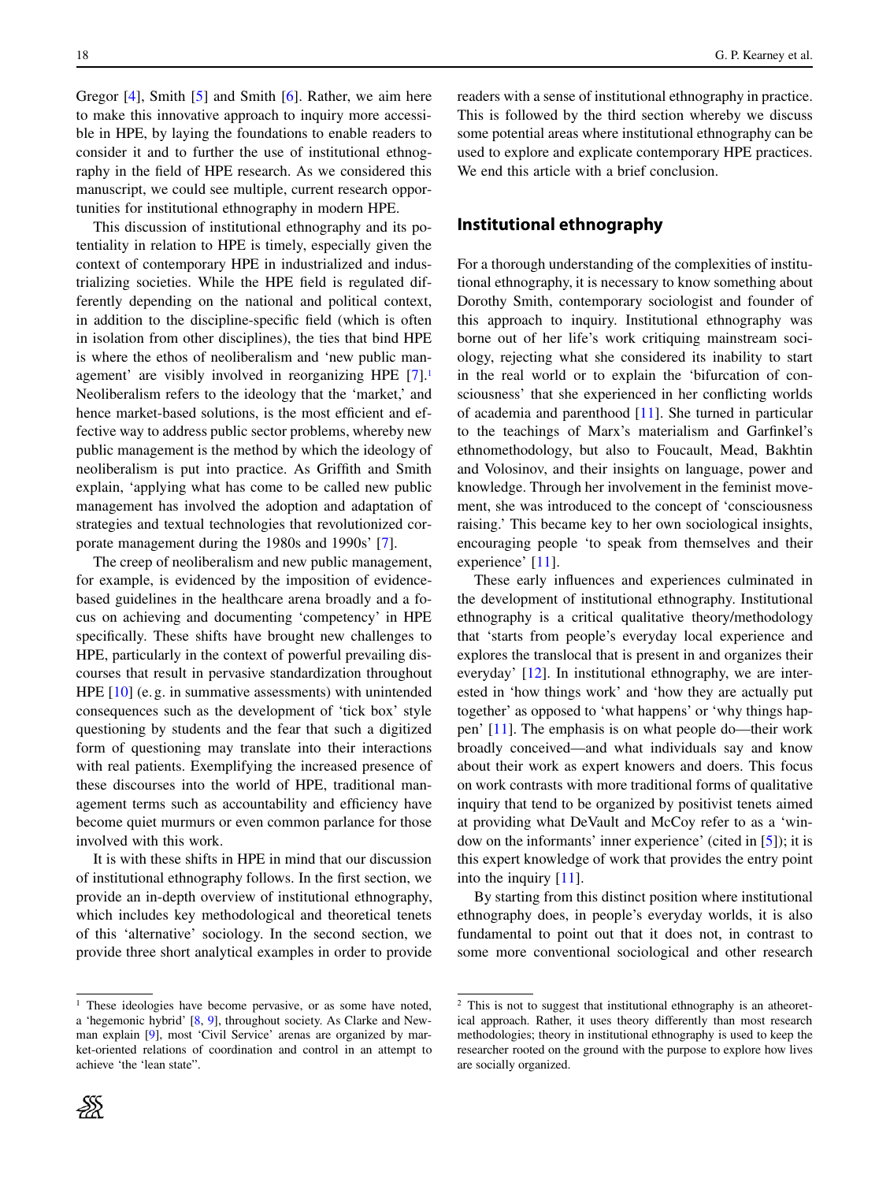Gregor [4], Smith [5] and Smith [6]. Rather, we aim here to make this innovative approach to inquiry more accessible in HPE, by laying the foundations to enable readers to consider it and to further the use of institutional ethnography in the field of HPE research. As we considered this manuscript, we could see multiple, current research opportunities for institutional ethnography in modern HPE.

This discussion of institutional ethnography and its potentiality in relation to HPE is timely, especially given the context of contemporary HPE in industrialized and industrializing societies. While the HPE field is regulated differently depending on the national and political context, in addition to the discipline-specific field (which is often in isolation from other disciplines), the ties that bind HPE is where the ethos of neoliberalism and 'new public management' are visibly involved in reorganizing HPE [7].[1] Neoliberalism refers to the ideology that the 'market,' and hence market-based solutions, is the most efficient and effective way to address public sector problems, whereby new public management is the method by which the ideology of neoliberalism is put into practice. As Griffith and Smith explain, 'applying what has come to be called new public management has involved the adoption and adaptation of strategies and textual technologies that revolutionized corporate management during the 1980s and 1990s' [7].

The creep of neoliberalism and new public management, for example, is evidenced by the imposition of evidence-based guidelines in the healthcare arena broadly and a focus on achieving and documenting 'competency' in HPE specifically. These shifts have brought new challenges to HPE, particularly in the context of powerful prevailing discourses that result in pervasive standardization throughout HPE [10] (e. g. in summative assessments) with unintended consequences such as the development of 'tick box' style questioning by students and the fear that such a digitized form of questioning may translate into their interactions with real patients. Exemplifying the increased presence of these discourses into the world of HPE, traditional management terms such as accountability and efficiency have become quiet murmurs or even common parlance for those involved with this work.

It is with these shifts in HPE in mind that our discussion of institutional ethnography follows. In the first section, we provide an in-depth overview of institutional ethnography, which includes key methodological and theoretical tenets of this 'alternative' sociology. In the second section, we provide three short analytical examples in order to provide readers with a sense of institutional ethnography in practice. This is followed by the third section whereby we discuss some potential areas where institutional ethnography can be used to explore and explicate contemporary HPE practices. We end this article with a brief conclusion.

## Institutional ethnography

For a thorough understanding of the complexities of institutional ethnography, it is necessary to know something about Dorothy Smith, contemporary sociologist and founder of this approach to inquiry. Institutional ethnography was borne out of her life's work critiquing mainstream sociology, rejecting what she considered its inability to start in the real world or to explain the 'bifurcation of consciousness' that she experienced in her conflicting worlds of academia and parenthood [11]. She turned in particular to the teachings of Marx's materialism and Garfinkel's ethnomethodology, but also to Foucault, Mead, Bakhtin and Volosinov, and their insights on language, power and knowledge. Through her involvement in the feminist movement, she was introduced to the concept of 'consciousness raising.' This became key to her own sociological insights, encouraging people 'to speak from themselves and their experience' [11].

These early influences and experiences culminated in the development of institutional ethnography. Institutional ethnography is a critical qualitative theory/methodology that 'starts from people's everyday local experience and explores the translocal that is present in and organizes their everyday' [12]. In institutional ethnography, we are interested in 'how things work' and 'how they are actually put together' as opposed to 'what happens' or 'why things happen' [11]. The emphasis is on what people do—their work broadly conceived—and what individuals say and know about their work as expert knowers and doers. This focus on work contrasts with more traditional forms of qualitative inquiry that tend to be organized by positivist tenets aimed at providing what DeVault and McCoy refer to as a 'window on the informants' inner experience' (cited in [5]); it is this expert knowledge of work that provides the entry point into the inquiry [11].

By starting from this distinct position where institutional ethnography does, in people's everyday worlds, it is also fundamental to point out that it does not, in contrast to some more conventional sociological and other research

---

[1] These ideologies have become pervasive, or as some have noted, a 'hegemonic hybrid' [8, 9], throughout society. As Clarke and Newman explain [9], most 'Civil Service' arenas are organized by market-oriented relations of coordination and control in an attempt to achieve 'the 'lean state''.

[2] This is not to suggest that institutional ethnography is an atheoretical approach. Rather, it uses theory differently than most research methodologies; theory in institutional ethnography is used to keep the researcher rooted on the ground with the purpose to explore how lives are socially organized.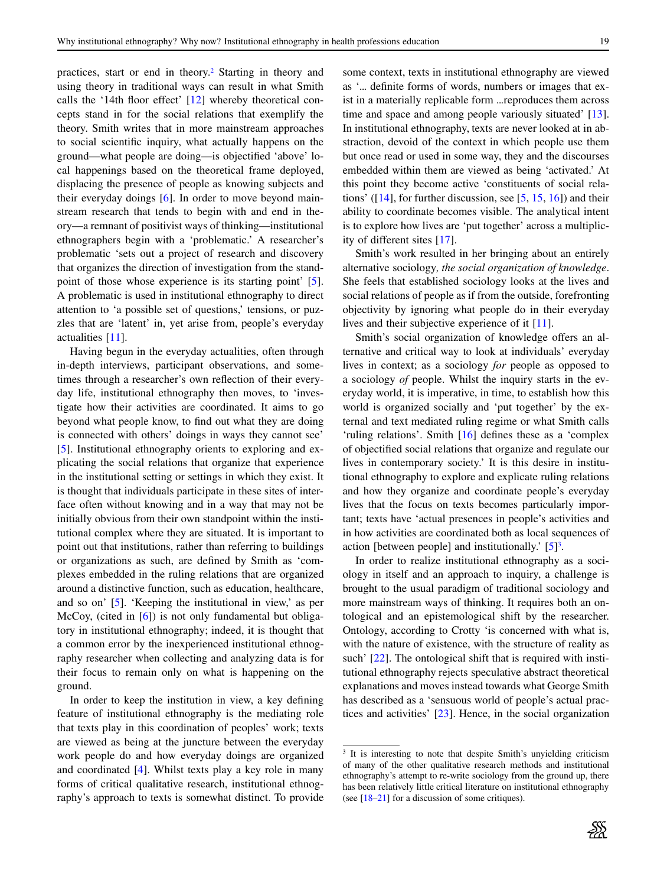practices, start or end in theory.[2] Starting in theory and using theory in traditional ways can result in what Smith calls the '14th floor effect' [12] whereby theoretical concepts stand in for the social relations that exemplify the theory. Smith writes that in more mainstream approaches to social scientific inquiry, what actually happens on the ground—what people are doing—is objectified 'above' local happenings based on the theoretical frame deployed, displacing the presence of people as knowing subjects and their everyday doings [6]. In order to move beyond mainstream research that tends to begin with and end in theory—a remnant of positivist ways of thinking—institutional ethnographers begin with a 'problematic.' A researcher's problematic 'sets out a project of research and discovery that organizes the direction of investigation from the standpoint of those whose experience is its starting point' [5]. A problematic is used in institutional ethnography to direct attention to 'a possible set of questions,' tensions, or puzzles that are 'latent' in, yet arise from, people's everyday actualities [11].

Having begun in the everyday actualities, often through in-depth interviews, participant observations, and sometimes through a researcher's own reflection of their everyday life, institutional ethnography then moves, to 'investigate how their activities are coordinated. It aims to go beyond what people know, to find out what they are doing is connected with others' doings in ways they cannot see' [5]. Institutional ethnography orients to exploring and explicating the social relations that organize that experience in the institutional setting or settings in which they exist. It is thought that individuals participate in these sites of interface often without knowing and in a way that may not be initially obvious from their own standpoint within the institutional complex where they are situated. It is important to point out that institutions, rather than referring to buildings or organizations as such, are defined by Smith as 'complexes embedded in the ruling relations that are organized around a distinctive function, such as education, healthcare, and so on' [5]. 'Keeping the institutional in view,' as per McCoy, (cited in [6]) is not only fundamental but obligatory in institutional ethnography; indeed, it is thought that a common error by the inexperienced institutional ethnography researcher when collecting and analyzing data is for their focus to remain only on what is happening on the ground.

In order to keep the institution in view, a key defining feature of institutional ethnography is the mediating role that texts play in this coordination of peoples' work; texts are viewed as being at the juncture between the everyday work people do and how everyday doings are organized and coordinated [4]. Whilst texts play a key role in many forms of critical qualitative research, institutional ethnography's approach to texts is somewhat distinct. To provide some context, texts in institutional ethnography are viewed as '... definite forms of words, numbers or images that exist in a materially replicable form ...reproduces them across time and space and among people variously situated' [13]. In institutional ethnography, texts are never looked at in abstraction, devoid of the context in which people use them but once read or used in some way, they and the discourses embedded within them are viewed as being 'activated.' At this point they become active 'constituents of social relations' ([14], for further discussion, see [5, 15, 16]) and their ability to coordinate becomes visible. The analytical intent is to explore how lives are 'put together' across a multiplicity of different sites [17].

Smith's work resulted in her bringing about an entirely alternative sociology, *the social organization of knowledge*. She feels that established sociology looks at the lives and social relations of people as if from the outside, forefronting objectivity by ignoring what people do in their everyday lives and their subjective experience of it [11].

Smith's social organization of knowledge offers an alternative and critical way to look at individuals' everyday lives in context; as a sociology *for* people as opposed to a sociology *of* people. Whilst the inquiry starts in the everyday world, it is imperative, in time, to establish how this world is organized socially and 'put together' by the external and text mediated ruling regime or what Smith calls 'ruling relations'. Smith [16] defines these as a 'complex of objectified social relations that organize and regulate our lives in contemporary society.' It is this desire in institutional ethnography to explore and explicate ruling relations and how they organize and coordinate people's everyday lives that the focus on texts becomes particularly important; texts have 'actual presences in people's activities and in how activities are coordinated both as local sequences of action [between people] and institutionally.' [5][3].

In order to realize institutional ethnography as a sociology in itself and an approach to inquiry, a challenge is brought to the usual paradigm of traditional sociology and more mainstream ways of thinking. It requires both an ontological and an epistemological shift by the researcher. Ontology, according to Crotty 'is concerned with what is, with the nature of existence, with the structure of reality as such' [22]. The ontological shift that is required with institutional ethnography rejects speculative abstract theoretical explanations and moves instead towards what George Smith has described as a 'sensuous world of people's actual practices and activities' [23]. Hence, in the social organization

---

[3] It is interesting to note that despite Smith's unyielding criticism of many of the other qualitative research methods and institutional ethnography's attempt to re-write sociology from the ground up, there has been relatively little critical literature on institutional ethnography (see [18–21] for a discussion of some critiques).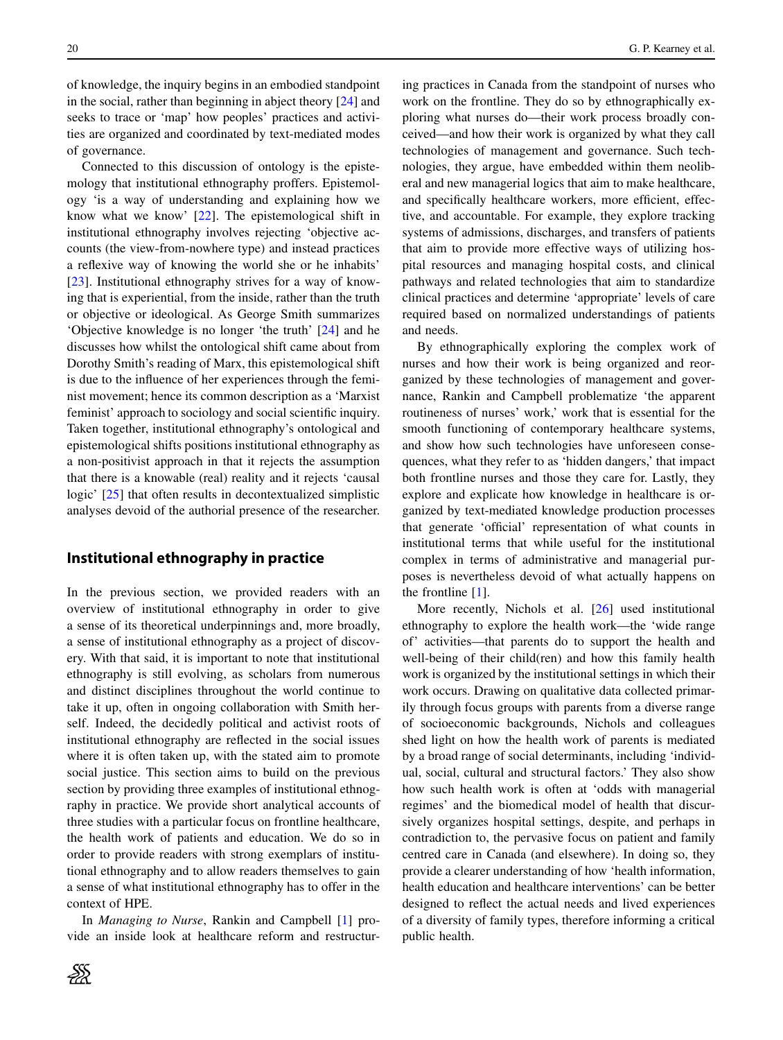of knowledge, the inquiry begins in an embodied standpoint in the social, rather than beginning in abject theory [24] and seeks to trace or 'map' how peoples' practices and activities are organized and coordinated by text-mediated modes of governance.

Connected to this discussion of ontology is the epistemology that institutional ethnography proffers. Epistemology 'is a way of understanding and explaining how we know what we know' [22]. The epistemological shift in institutional ethnography involves rejecting 'objective accounts (the view-from-nowhere type) and instead practices a reflexive way of knowing the world she or he inhabits' [23]. Institutional ethnography strives for a way of knowing that is experiential, from the inside, rather than the truth or objective or ideological. As George Smith summarizes 'Objective knowledge is no longer 'the truth' [24] and he discusses how whilst the ontological shift came about from Dorothy Smith's reading of Marx, this epistemological shift is due to the influence of her experiences through the feminist movement; hence its common description as a 'Marxist feminist' approach to sociology and social scientific inquiry. Taken together, institutional ethnography's ontological and epistemological shifts positions institutional ethnography as a non-positivist approach in that it rejects the assumption that there is a knowable (real) reality and it rejects 'causal logic' [25] that often results in decontextualized simplistic analyses devoid of the authorial presence of the researcher.

## Institutional ethnography in practice

In the previous section, we provided readers with an overview of institutional ethnography in order to give a sense of its theoretical underpinnings and, more broadly, a sense of institutional ethnography as a project of discovery. With that said, it is important to note that institutional ethnography is still evolving, as scholars from numerous and distinct disciplines throughout the world continue to take it up, often in ongoing collaboration with Smith herself. Indeed, the decidedly political and activist roots of institutional ethnography are reflected in the social issues where it is often taken up, with the stated aim to promote social justice. This section aims to build on the previous section by providing three examples of institutional ethnography in practice. We provide short analytical accounts of three studies with a particular focus on frontline healthcare, the health work of patients and education. We do so in order to provide readers with strong exemplars of institutional ethnography and to allow readers themselves to gain a sense of what institutional ethnography has to offer in the context of HPE.

In *Managing to Nurse*, Rankin and Campbell [1] provide an inside look at healthcare reform and restructuring practices in Canada from the standpoint of nurses who work on the frontline. They do so by ethnographically exploring what nurses do—their work process broadly conceived—and how their work is organized by what they call technologies of management and governance. Such technologies, they argue, have embedded within them neoliberal and new managerial logics that aim to make healthcare, and specifically healthcare workers, more efficient, effective, and accountable. For example, they explore tracking systems of admissions, discharges, and transfers of patients that aim to provide more effective ways of utilizing hospital resources and managing hospital costs, and clinical pathways and related technologies that aim to standardize clinical practices and determine 'appropriate' levels of care required based on normalized understandings of patients and needs.

By ethnographically exploring the complex work of nurses and how their work is being organized and reorganized by these technologies of management and governance, Rankin and Campbell problematize 'the apparent routineness of nurses' work,' work that is essential for the smooth functioning of contemporary healthcare systems, and show how such technologies have unforeseen consequences, what they refer to as 'hidden dangers,' that impact both frontline nurses and those they care for. Lastly, they explore and explicate how knowledge in healthcare is organized by text-mediated knowledge production processes that generate 'official' representation of what counts in institutional terms that while useful for the institutional complex in terms of administrative and managerial purposes is nevertheless devoid of what actually happens on the frontline [1].

More recently, Nichols et al. [26] used institutional ethnography to explore the health work—the 'wide range of' activities—that parents do to support the health and well-being of their child(ren) and how this family health work is organized by the institutional settings in which their work occurs. Drawing on qualitative data collected primarily through focus groups with parents from a diverse range of socioeconomic backgrounds, Nichols and colleagues shed light on how the health work of parents is mediated by a broad range of social determinants, including 'individual, social, cultural and structural factors.' They also show how such health work is often at 'odds with managerial regimes' and the biomedical model of health that discursively organizes hospital settings, despite, and perhaps in contradiction to, the pervasive focus on patient and family centred care in Canada (and elsewhere). In doing so, they provide a clearer understanding of how 'health information, health education and healthcare interventions' can be better designed to reflect the actual needs and lived experiences of a diversity of family types, therefore informing a critical public health.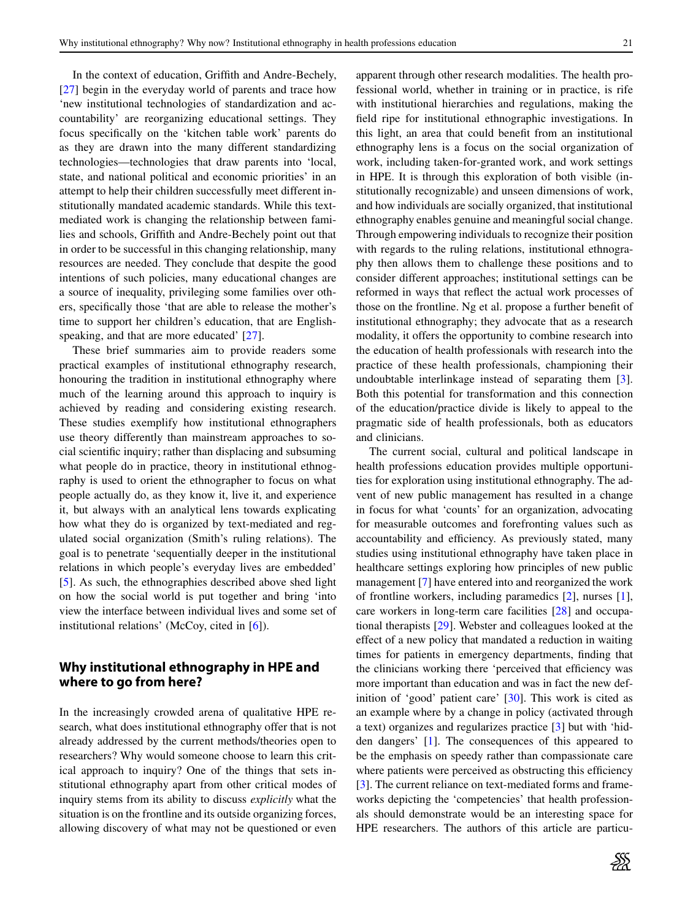In the context of education, Griffith and Andre-Bechely, [27] begin in the everyday world of parents and trace how 'new institutional technologies of standardization and accountability' are reorganizing educational settings. They focus specifically on the 'kitchen table work' parents do as they are drawn into the many different standardizing technologies—technologies that draw parents into 'local, state, and national political and economic priorities' in an attempt to help their children successfully meet different institutionally mandated academic standards. While this text-mediated work is changing the relationship between families and schools, Griffith and Andre-Bechely point out that in order to be successful in this changing relationship, many resources are needed. They conclude that despite the good intentions of such policies, many educational changes are a source of inequality, privileging some families over others, specifically those 'that are able to release the mother's time to support her children's education, that are English-speaking, and that are more educated' [27].

These brief summaries aim to provide readers some practical examples of institutional ethnography research, honouring the tradition in institutional ethnography where much of the learning around this approach to inquiry is achieved by reading and considering existing research. These studies exemplify how institutional ethnographers use theory differently than mainstream approaches to social scientific inquiry; rather than displacing and subsuming what people do in practice, theory in institutional ethnography is used to orient the ethnographer to focus on what people actually do, as they know it, live it, and experience it, but always with an analytical lens towards explicating how what they do is organized by text-mediated and regulated social organization (Smith's ruling relations). The goal is to penetrate 'sequentially deeper in the institutional relations in which people's everyday lives are embedded' [5]. As such, the ethnographies described above shed light on how the social world is put together and bring 'into view the interface between individual lives and some set of institutional relations' (McCoy, cited in [6]).

## Why institutional ethnography in HPE and where to go from here?

In the increasingly crowded arena of qualitative HPE research, what does institutional ethnography offer that is not already addressed by the current methods/theories open to researchers? Why would someone choose to learn this critical approach to inquiry? One of the things that sets institutional ethnography apart from other critical modes of inquiry stems from its ability to discuss *explicitly* what the situation is on the frontline and its outside organizing forces, allowing discovery of what may not be questioned or even apparent through other research modalities. The health professional world, whether in training or in practice, is rife with institutional hierarchies and regulations, making the field ripe for institutional ethnographic investigations. In this light, an area that could benefit from an institutional ethnography lens is a focus on the social organization of work, including taken-for-granted work, and work settings in HPE. It is through this exploration of both visible (institutionally recognizable) and unseen dimensions of work, and how individuals are socially organized, that institutional ethnography enables genuine and meaningful social change. Through empowering individuals to recognize their position with regards to the ruling relations, institutional ethnography then allows them to challenge these positions and to consider different approaches; institutional settings can be reformed in ways that reflect the actual work processes of those on the frontline. Ng et al. propose a further benefit of institutional ethnography; they advocate that as a research modality, it offers the opportunity to combine research into the education of health professionals with research into the practice of these health professionals, championing their undoubtable interlinkage instead of separating them [3]. Both this potential for transformation and this connection of the education/practice divide is likely to appeal to the pragmatic side of health professionals, both as educators and clinicians.

The current social, cultural and political landscape in health professions education provides multiple opportunities for exploration using institutional ethnography. The advent of new public management has resulted in a change in focus for what 'counts' for an organization, advocating for measurable outcomes and forefronting values such as accountability and efficiency. As previously stated, many studies using institutional ethnography have taken place in healthcare settings exploring how principles of new public management [7] have entered into and reorganized the work of frontline workers, including paramedics [2], nurses [1], care workers in long-term care facilities [28] and occupational therapists [29]. Webster and colleagues looked at the effect of a new policy that mandated a reduction in waiting times for patients in emergency departments, finding that the clinicians working there 'perceived that efficiency was more important than education and was in fact the new definition of 'good' patient care' [30]. This work is cited as an example where by a change in policy (activated through a text) organizes and regularizes practice [3] but with 'hidden dangers' [1]. The consequences of this appeared to be the emphasis on speedy rather than compassionate care where patients were perceived as obstructing this efficiency [3]. The current reliance on text-mediated forms and frameworks depicting the 'competencies' that health professionals should demonstrate would be an interesting space for HPE researchers. The authors of this article are particu-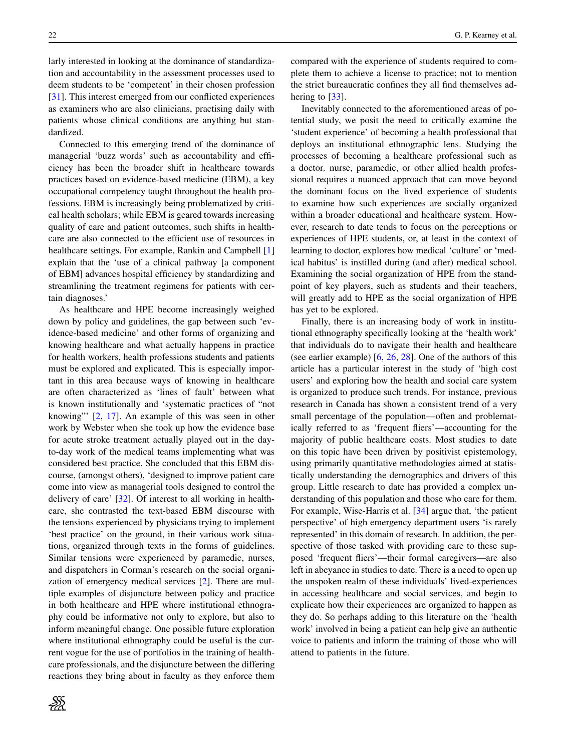larly interested in looking at the dominance of standardization and accountability in the assessment processes used to deem students to be 'competent' in their chosen profession [31]. This interest emerged from our conflicted experiences as examiners who are also clinicians, practising daily with patients whose clinical conditions are anything but standardized.

Connected to this emerging trend of the dominance of managerial 'buzz words' such as accountability and efficiency has been the broader shift in healthcare towards practices based on evidence-based medicine (EBM), a key occupational competency taught throughout the health professions. EBM is increasingly being problematized by critical health scholars; while EBM is geared towards increasing quality of care and patient outcomes, such shifts in healthcare are also connected to the efficient use of resources in healthcare settings. For example, Rankin and Campbell [1] explain that the 'use of a clinical pathway [a component of EBM] advances hospital efficiency by standardizing and streamlining the treatment regimens for patients with certain diagnoses.'

As healthcare and HPE become increasingly weighed down by policy and guidelines, the gap between such 'evidence-based medicine' and other forms of organizing and knowing healthcare and what actually happens in practice for health workers, health professions students and patients must be explored and explicated. This is especially important in this area because ways of knowing in healthcare are often characterized as 'lines of fault' between what is known institutionally and 'systematic practices of "not knowing"' [2, 17]. An example of this was seen in other work by Webster when she took up how the evidence base for acute stroke treatment actually played out in the day-to-day work of the medical teams implementing what was considered best practice. She concluded that this EBM discourse, (amongst others), 'designed to improve patient care come into view as managerial tools designed to control the delivery of care' [32]. Of interest to all working in healthcare, she contrasted the text-based EBM discourse with the tensions experienced by physicians trying to implement 'best practice' on the ground, in their various work situations, organized through texts in the forms of guidelines. Similar tensions were experienced by paramedic, nurses, and dispatchers in Corman's research on the social organization of emergency medical services [2]. There are multiple examples of disjuncture between policy and practice in both healthcare and HPE where institutional ethnography could be informative not only to explore, but also to inform meaningful change. One possible future exploration where institutional ethnography could be useful is the current vogue for the use of portfolios in the training of healthcare professionals, and the disjuncture between the differing reactions they bring about in faculty as they enforce them compared with the experience of students required to complete them to achieve a license to practice; not to mention the strict bureaucratic confines they all find themselves adhering to [33].

Inevitably connected to the aforementioned areas of potential study, we posit the need to critically examine the 'student experience' of becoming a health professional that deploys an institutional ethnographic lens. Studying the processes of becoming a healthcare professional such as a doctor, nurse, paramedic, or other allied health professional requires a nuanced approach that can move beyond the dominant focus on the lived experience of students to examine how such experiences are socially organized within a broader educational and healthcare system. However, research to date tends to focus on the perceptions or experiences of HPE students, or, at least in the context of learning to doctor, explores how medical 'culture' or 'medical habitus' is instilled during (and after) medical school. Examining the social organization of HPE from the standpoint of key players, such as students and their teachers, will greatly add to HPE as the social organization of HPE has yet to be explored.

Finally, there is an increasing body of work in institutional ethnography specifically looking at the 'health work' that individuals do to navigate their health and healthcare (see earlier example) [6, 26, 28]. One of the authors of this article has a particular interest in the study of 'high cost users' and exploring how the health and social care system is organized to produce such trends. For instance, previous research in Canada has shown a consistent trend of a very small percentage of the population—often and problematically referred to as 'frequent fliers'—accounting for the majority of public healthcare costs. Most studies to date on this topic have been driven by positivist epistemology, using primarily quantitative methodologies aimed at statistically understanding the demographics and drivers of this group. Little research to date has provided a complex understanding of this population and those who care for them. For example, Wise-Harris et al. [34] argue that, 'the patient perspective' of high emergency department users 'is rarely represented' in this domain of research. In addition, the perspective of those tasked with providing care to these supposed 'frequent fliers'—their formal caregivers—are also left in abeyance in studies to date. There is a need to open up the unspoken realm of these individuals' lived-experiences in accessing healthcare and social services, and begin to explicate how their experiences are organized to happen as they do. So perhaps adding to this literature on the 'health work' involved in being a patient can help give an authentic voice to patients and inform the training of those who will attend to patients in the future.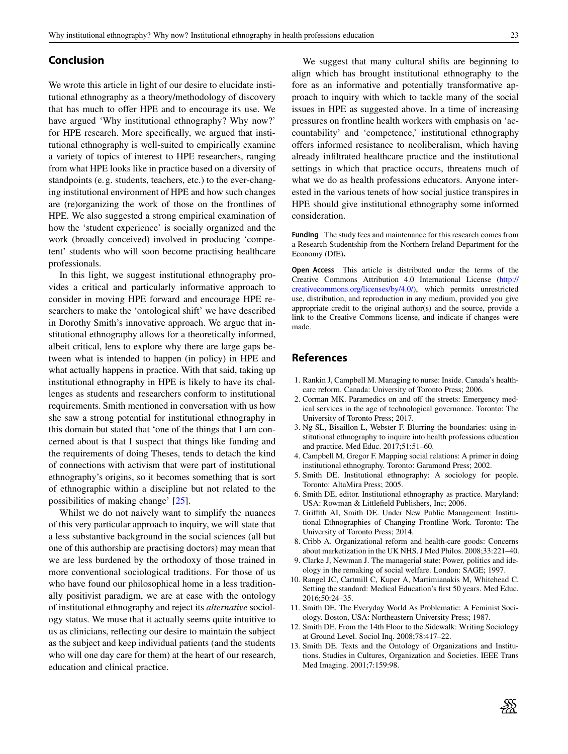## Conclusion

We wrote this article in light of our desire to elucidate institutional ethnography as a theory/methodology of discovery that has much to offer HPE and to encourage its use. We have argued 'Why institutional ethnography? Why now?' for HPE research. More specifically, we argued that institutional ethnography is well-suited to empirically examine a variety of topics of interest to HPE researchers, ranging from what HPE looks like in practice based on a diversity of standpoints (e. g. students, teachers, etc.) to the ever-changing institutional environment of HPE and how such changes are (re)organizing the work of those on the frontlines of HPE. We also suggested a strong empirical examination of how the 'student experience' is socially organized and the work (broadly conceived) involved in producing 'competent' students who will soon become practising healthcare professionals.

In this light, we suggest institutional ethnography provides a critical and particularly informative approach to consider in moving HPE forward and encourage HPE researchers to make the 'ontological shift' we have described in Dorothy Smith's innovative approach. We argue that institutional ethnography allows for a theoretically informed, albeit critical, lens to explore why there are large gaps between what is intended to happen (in policy) in HPE and what actually happens in practice. With that said, taking up institutional ethnography in HPE is likely to have its challenges as students and researchers conform to institutional requirements. Smith mentioned in conversation with us how she saw a strong potential for institutional ethnography in this domain but stated that 'one of the things that I am concerned about is that I suspect that things like funding and the requirements of doing Theses, tends to detach the kind of connections with activism that were part of institutional ethnography's origins, so it becomes something that is sort of ethnographic within a discipline but not related to the possibilities of making change' [25].

Whilst we do not naively want to simplify the nuances of this very particular approach to inquiry, we will state that a less substantive background in the social sciences (all but one of this authorship are practising doctors) may mean that we are less burdened by the orthodoxy of those trained in more conventional sociological traditions. For those of us who have found our philosophical home in a less traditionally positivist paradigm, we are at ease with the ontology of institutional ethnography and reject its *alternative* sociology status. We muse that it actually seems quite intuitive to us as clinicians, reflecting our desire to maintain the subject as the subject and keep individual patients (and the students who will one day care for them) at the heart of our research, education and clinical practice.

We suggest that many cultural shifts are beginning to align which has brought institutional ethnography to the fore as an informative and potentially transformative approach to inquiry with which to tackle many of the social issues in HPE as suggested above. In a time of increasing pressures on frontline health workers with emphasis on 'accountability' and 'competence,' institutional ethnography offers informed resistance to neoliberalism, which having already infiltrated healthcare practice and the institutional settings in which that practice occurs, threatens much of what we do as health professions educators. Anyone interested in the various tenets of how social justice transpires in HPE should give institutional ethnography some informed consideration.

**Funding** The study fees and maintenance for this research comes from a Research Studentship from the Northern Ireland Department for the Economy (DfE).

**Open Access** This article is distributed under the terms of the Creative Commons Attribution 4.0 International License (http://creativecommons.org/licenses/by/4.0/), which permits unrestricted use, distribution, and reproduction in any medium, provided you give appropriate credit to the original author(s) and the source, provide a link to the Creative Commons license, and indicate if changes were made.

## References

1. Rankin J, Campbell M. Managing to nurse: Inside. Canada's healthcare reform. Canada: University of Toronto Press; 2006.
2. Corman MK. Paramedics on and off the streets: Emergency medical services in the age of technological governance. Toronto: The University of Toronto Press; 2017.
3. Ng SL, Bisaillon L, Webster F. Blurring the boundaries: using institutional ethnography to inquire into health professions education and practice. Med Educ. 2017;51:51–60.
4. Campbell M, Gregor F. Mapping social relations: A primer in doing institutional ethnography. Toronto: Garamond Press; 2002.
5. Smith DE. Institutional ethnography: A sociology for people. Toronto: AltaMira Press; 2005.
6. Smith DE, editor. Institutional ethnography as practice. Maryland: USA: Rowman & Littlefield Publishers, Inc; 2006.
7. Griffith AI, Smith DE. Under New Public Management: Institutional Ethnographies of Changing Frontline Work. Toronto: The University of Toronto Press; 2014.
8. Cribb A. Organizational reform and health-care goods: Concerns about marketization in the UK NHS. J Med Philos. 2008;33:221–40.
9. Clarke J, Newman J. The managerial state: Power, politics and ideology in the remaking of social welfare. London: SAGE; 1997.
10. Rangel JC, Cartmill C, Kuper A, Martimianakis M, Whitehead C. Setting the standard: Medical Education's first 50 years. Med Educ. 2016;50:24–35.
11. Smith DE. The Everyday World As Problematic: A Feminist Sociology. Boston, USA: Northeastern University Press; 1987.
12. Smith DE. From the 14th Floor to the Sidewalk: Writing Sociology at Ground Level. Sociol Inq. 2008;78:417–22.
13. Smith DE. Texts and the Ontology of Organizations and Institutions. Studies in Cultures, Organization and Societies. IEEE Trans Med Imaging. 2001;7:159:98.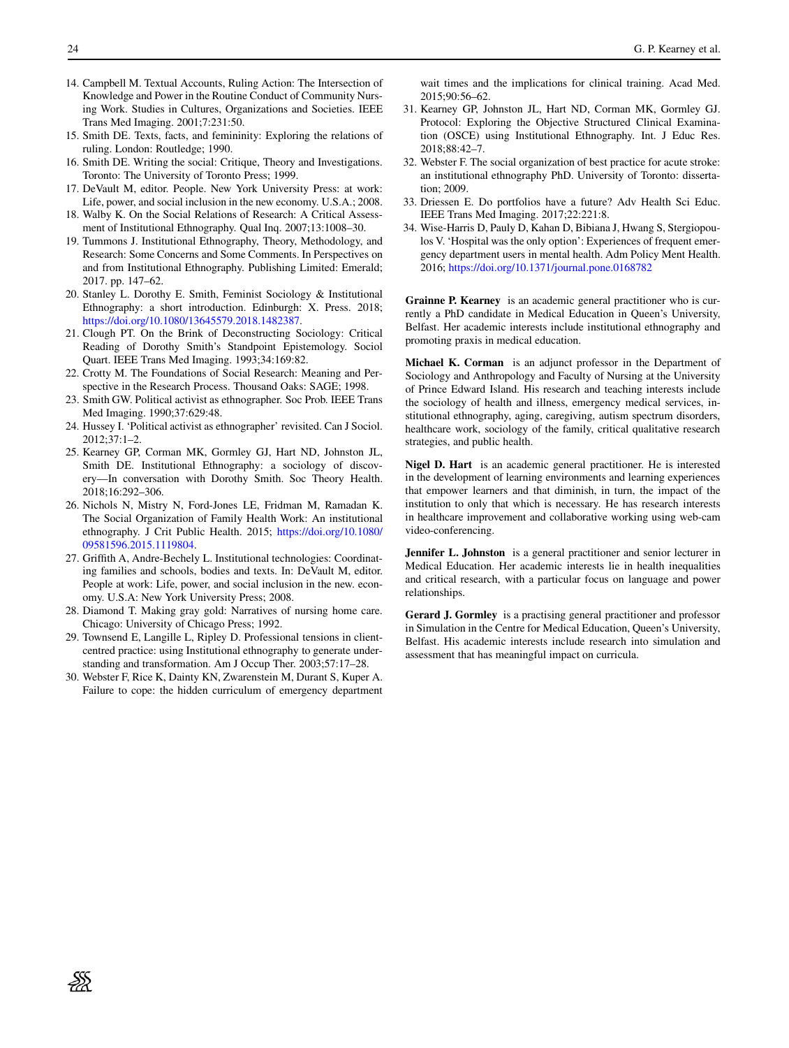14. Campbell M. Textual Accounts, Ruling Action: The Intersection of Knowledge and Power in the Routine Conduct of Community Nursing Work. Studies in Cultures, Organizations and Societies. IEEE Trans Med Imaging. 2001;7:231:50.
15. Smith DE. Texts, facts, and femininity: Exploring the relations of ruling. London: Routledge; 1990.
16. Smith DE. Writing the social: Critique, Theory and Investigations. Toronto: The University of Toronto Press; 1999.
17. DeVault M, editor. People. New York University Press: at work: Life, power, and social inclusion in the new economy. U.S.A.; 2008.
18. Walby K. On the Social Relations of Research: A Critical Assessment of Institutional Ethnography. Qual Inq. 2007;13:1008–30.
19. Tummons J. Institutional Ethnography, Theory, Methodology, and Research: Some Concerns and Some Comments. In Perspectives on and from Institutional Ethnography. Publishing Limited: Emerald; 2017. pp. 147–62.
20. Stanley L. Dorothy E. Smith, Feminist Sociology & Institutional Ethnography: a short introduction. Edinburgh: X. Press. 2018; https://doi.org/10.1080/13645579.2018.1482387.
21. Clough PT. On the Brink of Deconstructing Sociology: Critical Reading of Dorothy Smith's Standpoint Epistemology. Sociol Quart. IEEE Trans Med Imaging. 1993;34:169:82.
22. Crotty M. The Foundations of Social Research: Meaning and Perspective in the Research Process. Thousand Oaks: SAGE; 1998.
23. Smith GW. Political activist as ethnographer. Soc Prob. IEEE Trans Med Imaging. 1990;37:629:48.
24. Hussey I. 'Political activist as ethnographer' revisited. Can J Sociol. 2012;37:1–2.
25. Kearney GP, Corman MK, Gormley GJ, Hart ND, Johnston JL, Smith DE. Institutional Ethnography: a sociology of discovery—In conversation with Dorothy Smith. Soc Theory Health. 2018;16:292–306.
26. Nichols N, Mistry N, Ford-Jones LE, Fridman M, Ramadan K. The Social Organization of Family Health Work: An institutional ethnography. J Crit Public Health. 2015; https://doi.org/10.1080/09581596.2015.1119804.
27. Griffith A, Andre-Bechely L. Institutional technologies: Coordinating families and schools, bodies and texts. In: DeVault M, editor. People at work: Life, power, and social inclusion in the new economy. U.S.A: New York University Press; 2008.
28. Diamond T. Making gray gold: Narratives of nursing home care. Chicago: University of Chicago Press; 1992.
29. Townsend E, Langille L, Ripley D. Professional tensions in client-centred practice: using Institutional ethnography to generate understanding and transformation. Am J Occup Ther. 2003;57:17–28.
30. Webster F, Rice K, Dainty KN, Zwarenstein M, Durant S, Kuper A. Failure to cope: the hidden curriculum of emergency department wait times and the implications for clinical training. Acad Med. 2015;90:56–62.
31. Kearney GP, Johnston JL, Hart ND, Corman MK, Gormley GJ. Protocol: Exploring the Objective Structured Clinical Examination (OSCE) using Institutional Ethnography. Int. J Educ Res. 2018;88:42–7.
32. Webster F. The social organization of best practice for acute stroke: an institutional ethnography PhD. University of Toronto: dissertation; 2009.
33. Driessen E. Do portfolios have a future? Adv Health Sci Educ. IEEE Trans Med Imaging. 2017;22:221:8.
34. Wise-Harris D, Pauly D, Kahan D, Bibiana J, Hwang S, Stergiopoulos V. 'Hospital was the only option': Experiences of frequent emergency department users in mental health. Adm Policy Ment Health. 2016; https://doi.org/10.1371/journal.pone.0168782

**Grainne P. Kearney** is an academic general practitioner who is currently a PhD candidate in Medical Education in Queen's University, Belfast. Her academic interests include institutional ethnography and promoting praxis in medical education.

**Michael K. Corman** is an adjunct professor in the Department of Sociology and Anthropology and Faculty of Nursing at the University of Prince Edward Island. His research and teaching interests include the sociology of health and illness, emergency medical services, institutional ethnography, aging, caregiving, autism spectrum disorders, healthcare work, sociology of the family, critical qualitative research strategies, and public health.

**Nigel D. Hart** is an academic general practitioner. He is interested in the development of learning environments and learning experiences that empower learners and that diminish, in turn, the impact of the institution to only that which is necessary. He has research interests in healthcare improvement and collaborative working using web-cam video-conferencing.

**Jennifer L. Johnston** is a general practitioner and senior lecturer in Medical Education. Her academic interests lie in health inequalities and critical research, with a particular focus on language and power relationships.

**Gerard J. Gormley** is a practising general practitioner and professor in Simulation in the Centre for Medical Education, Queen's University, Belfast. His academic interests include research into simulation and assessment that has meaningful impact on curricula.